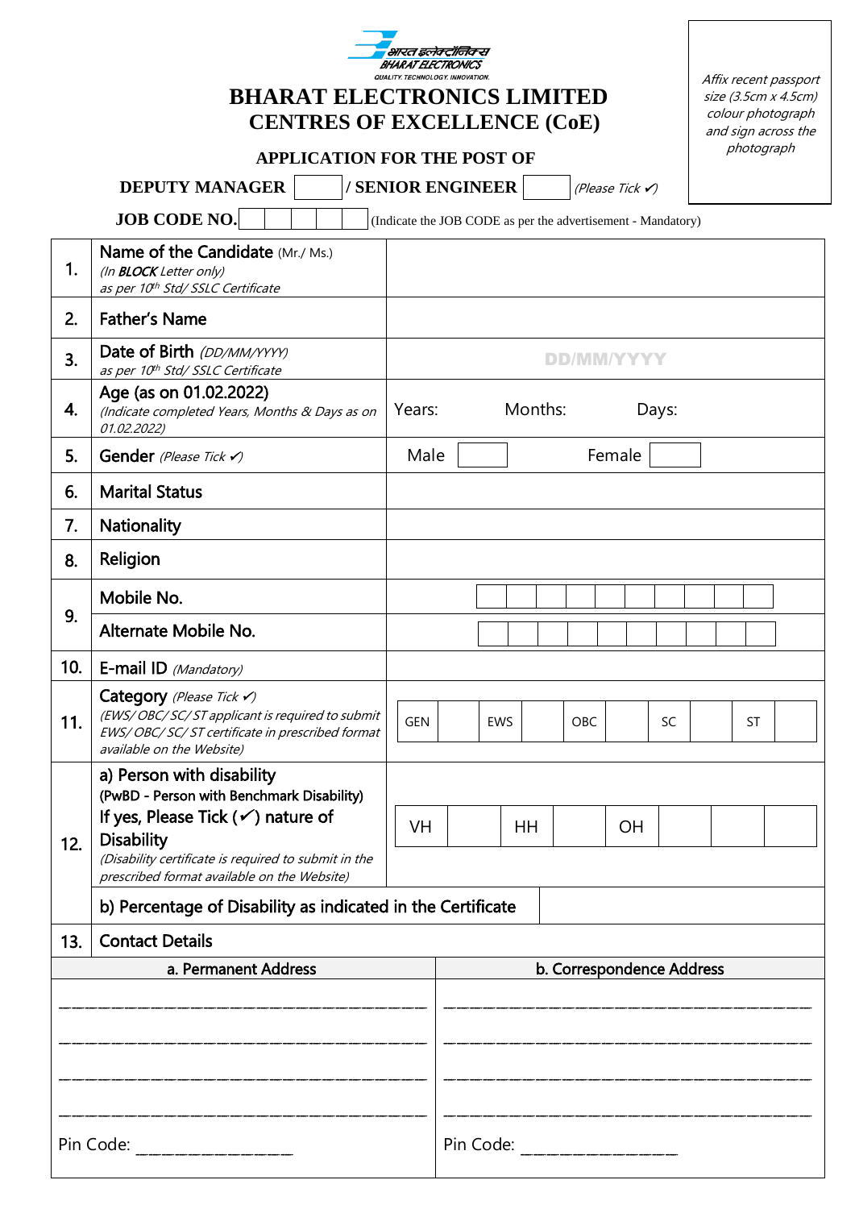भारत इलेक्ट्रॉनिक्स
BHARAT ELECTRONICS
QUALITY. TECHNOLOGY. INNOVATION.

# BHARAT ELECTRONICS LIMITED
# CENTRES OF EXCELLENCE (CoE)

*Affix recent passport size (3.5cm x 4.5cm) colour photograph and sign across the photograph*

## APPLICATION FOR THE POST OF

**DEPUTY MANAGER** ☐ / **SENIOR ENGINEER** ☐ *(Please Tick ✓)*

**JOB CODE NO.** ☐☐☐☐☐ (Indicate the JOB CODE as per the advertisement - Mandatory)

| | | |
|---|---|---|
| 1. | **Name of the Candidate** (Mr./ Ms.) *(In **BLOCK** Letter only) as per 10th Std/ SSLC Certificate* | |
| 2. | **Father's Name** | |
| 3. | **Date of Birth** *(DD/MM/YYYY) as per 10th Std/ SSLC Certificate* | DD/MM/YYYY |
| 4. | **Age (as on 01.02.2022)** *(Indicate completed Years, Months & Days as on 01.02.2022)* | Years: Months: Days: |
| 5. | **Gender** *(Please Tick ✓)* | Male ☐ Female ☐ |
| 6. | **Marital Status** | |
| 7. | **Nationality** | |
| 8. | **Religion** | |
| 9. | **Mobile No.** | ☐☐☐☐☐☐☐☐☐☐ |
| | **Alternate Mobile No.** | ☐☐☐☐☐☐☐☐☐☐ |
| 10. | **E-mail ID** *(Mandatory)* | |
| 11. | **Category** *(Please Tick ✓)* *(EWS/ OBC/ SC/ ST applicant is required to submit EWS/ OBC/ SC/ ST certificate in prescribed format available on the Website)* | GEN ☐ EWS ☐ OBC ☐ SC ☐ ST ☐ |
| 12. | **a) Person with disability** **(PwBD - Person with Benchmark Disability)** **If yes, Please Tick (✓) nature of Disability** *(Disability certificate is required to submit in the prescribed format available on the Website)* | VH ☐ HH ☐ OH ☐ ☐ |
| | **b) Percentage of Disability as indicated in the Certificate** | |
| 13. | **Contact Details** | |

| a. Permanent Address | b. Correspondence Address |
|---|---|
| ______________________________ | ______________________________ |
| ______________________________ | ______________________________ |
| ______________________________ | ______________________________ |
| ______________________________ | ______________________________ |
| Pin Code: ______________ | Pin Code: ______________ |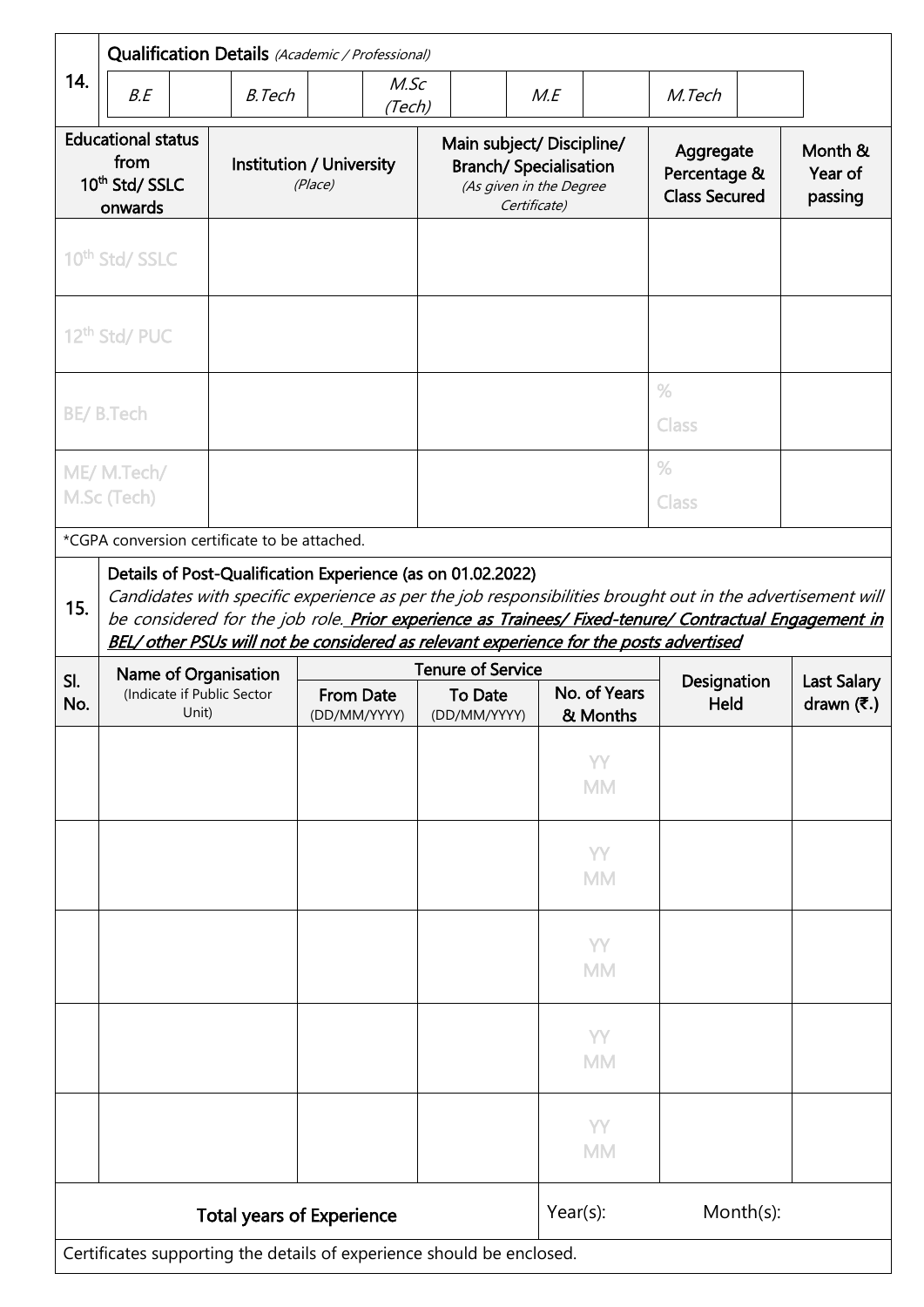## 14. Qualification Details *(Academic / Professional)*

| *B.E* | | *B.Tech* | | *M.Sc (Tech)* | | *M.E* | | *M.Tech* | |
|---|---|---|---|---|---|---|---|---|---|

| Educational status from 10th Std/ SSLC onwards | Institution / University *(Place)* | Main subject/ Discipline/ Branch/ Specialisation *(As given in the Degree Certificate)* | Aggregate Percentage & Class Secured | Month & Year of passing |
|---|---|---|---|---|
| 10th Std/ SSLC | | | | |
| 12th Std/ PUC | | | | |
| BE/ B.Tech | | | % Class | |
| ME/ M.Tech/ M.Sc (Tech) | | | % Class | |

*CGPA conversion certificate to be attached.

## 15. Details of Post-Qualification Experience (as on 01.02.2022)

*Candidates with specific experience as per the job responsibilities brought out in the advertisement will be considered for the job role.* ***Prior experience as Trainees/ Fixed-tenure/ Contractual Engagement in BEL/ other PSUs will not be considered as relevant experience for the posts advertised***

| Sl. No. | Name of Organisation (Indicate if Public Sector Unit) | Tenure of Service | | | Designation Held | Last Salary drawn (₹.) |
|---|---|---|---|---|---|---|
| | | From Date (DD/MM/YYYY) | To Date (DD/MM/YYYY) | No. of Years & Months | | |
| | | | | YY MM | | |
| | | | | YY MM | | |
| | | | | YY MM | | |
| | | | | YY MM | | |
| | | | | YY MM | | |
| **Total years of Experience** | | | | Year(s): | Month(s): | |

Certificates supporting the details of experience should be enclosed.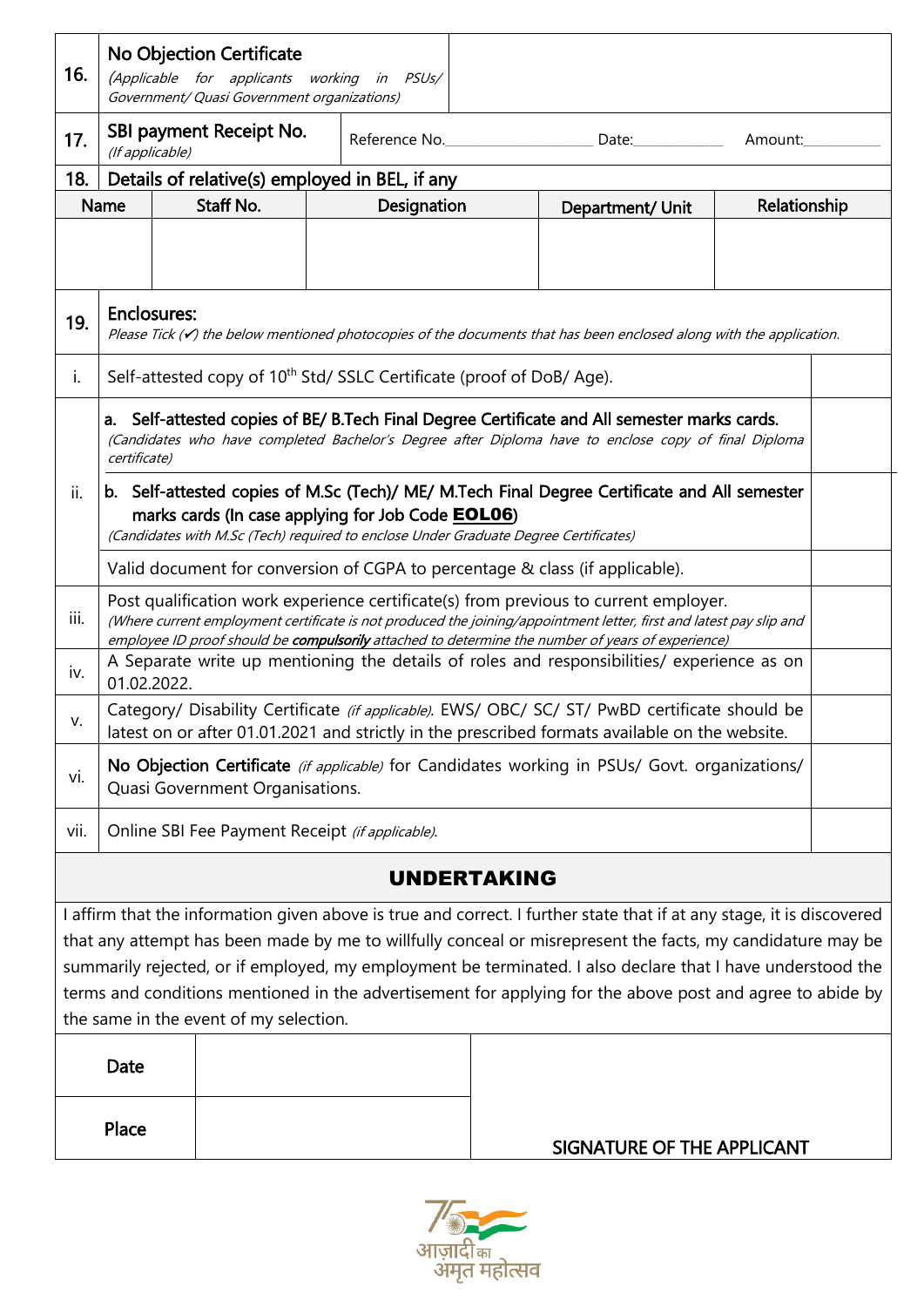| | | | | | |
|---|---|---|---|---|---|
| 16. | **No Objection Certificate** *(Applicable for applicants working in PSUs/ Government/ Quasi Government organizations)* | | | | |
| 17. | **SBI payment Receipt No.** *(If applicable)* | Reference No.__________________ Date:__________ Amount:__________ | | | |

**18. Details of relative(s) employed in BEL, if any**

| Name | Staff No. | Designation | Department/ Unit | Relationship |
|---|---|---|---|---|
| | | | | |

**19. Enclosures:**
*Please Tick (✓) the below mentioned photocopies of the documents that has been enclosed along with the application.*

| | | |
|---|---|---|
| i. | Self-attested copy of 10th Std/ SSLC Certificate (proof of DoB/ Age). | |
| ii. | **a. Self-attested copies of BE/ B.Tech Final Degree Certificate and All semester marks cards.** *(Candidates who have completed Bachelor's Degree after Diploma have to enclose copy of final Diploma certificate)* | |
| | **b. Self-attested copies of M.Sc (Tech)/ ME/ M.Tech Final Degree Certificate and All semester marks cards (In case applying for Job Code EOL06)** *(Candidates with M.Sc (Tech) required to enclose Under Graduate Degree Certificates)* | |
| | Valid document for conversion of CGPA to percentage & class (if applicable). | |
| iii. | Post qualification work experience certificate(s) from previous to current employer. *(Where current employment certificate is not produced the joining/appointment letter, first and latest pay slip and employee ID proof should be **compulsorily** attached to determine the number of years of experience)* | |
| iv. | A Separate write up mentioning the details of roles and responsibilities/ experience as on 01.02.2022. | |
| v. | Category/ Disability Certificate *(if applicable)*. EWS/ OBC/ SC/ ST/ PwBD certificate should be latest on or after 01.01.2021 and strictly in the prescribed formats available on the website. | |
| vi. | **No Objection Certificate** *(if applicable)* for Candidates working in PSUs/ Govt. organizations/ Quasi Government Organisations. | |
| vii. | Online SBI Fee Payment Receipt *(if applicable)*. | |

## UNDERTAKING

I affirm that the information given above is true and correct. I further state that if at any stage, it is discovered that any attempt has been made by me to willfully conceal or misrepresent the facts, my candidature may be summarily rejected, or if employed, my employment be terminated. I also declare that I have understood the terms and conditions mentioned in the advertisement for applying for the above post and agree to abide by the same in the event of my selection.

| | | |
|---|---|---|
| **Date** | | |
| **Place** | | **SIGNATURE OF THE APPLICANT** |

आज़ादी का अमृत महोत्सव